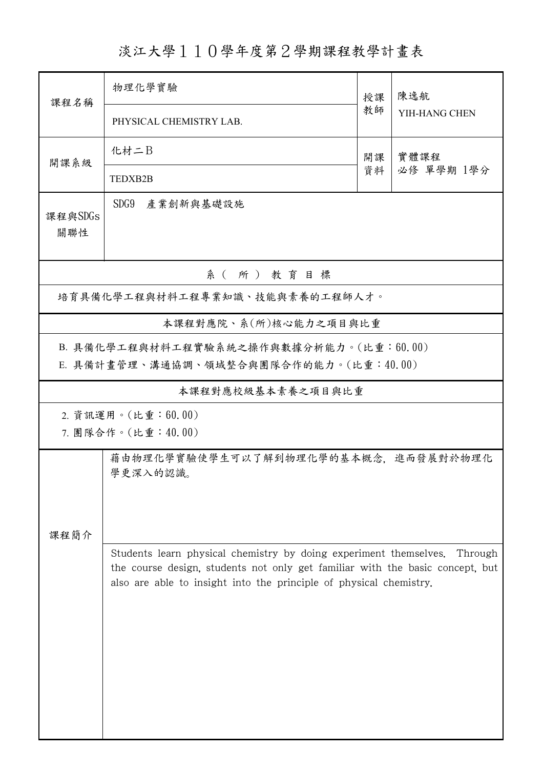# 淡江大學１１０學年度第２學期課程教學計畫表

| 課程名稱 | 物理化學實驗<br>PHYSICAL CHEMISTRY LAB. | 授課教師 | 陳逸航<br>YIH-HANG CHEN |
|---|---|---|---|
| 開課系級 | 化材二Ｂ<br>TEDXB2B | 開課資料 | 實體課程<br>必修 單學期 1學分 |
| 課程與SDGs關聯性 | SDG9 產業創新與基礎設施 | | |

## 系（所）教育目標

培育具備化學工程與材料工程專業知識、技能與素養的工程師人才。

## 本課程對應院、系(所)核心能力之項目與比重

B. 具備化學工程與材料工程實驗系統之操作與數據分析能力。(比重：60.00)

E. 具備計畫管理、溝通協調、領域整合與團隊合作的能力。(比重：40.00)

## 本課程對應校級基本素養之項目與比重

2. 資訊運用。(比重：60.00)
7. 團隊合作。(比重：40.00)

## 課程簡介

藉由物理化學實驗使學生可以了解到物理化學的基本概念，進而發展對於物理化學更深入的認識。

Students learn physical chemistry by doing experiment themselves. Through the course design, students not only get familiar with the basic concept, but also are able to insight into the principle of physical chemistry.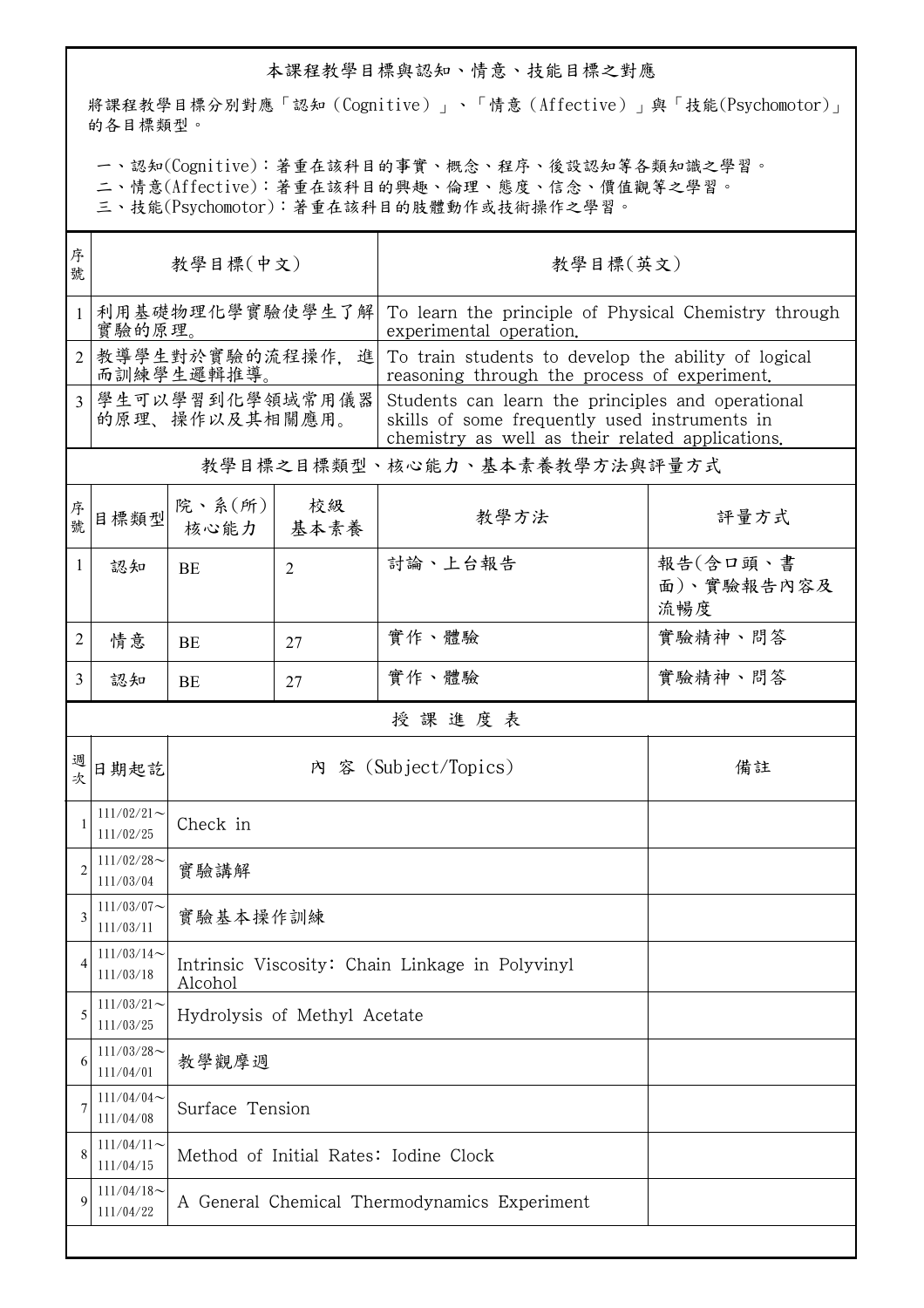## 本課程教學目標與認知、情意、技能目標之對應

將課程教學目標分別對應「認知（Cognitive）」、「情意（Affective）」與「技能(Psychomotor)」的各目標類型。

一、認知(Cognitive)：著重在該科目的事實、概念、程序、後設認知等各類知識之學習。
二、情意(Affective)：著重在該科目的興趣、倫理、態度、信念、價值觀等之學習。
三、技能(Psychomotor)：著重在該科目的肢體動作或技術操作之學習。

| 序號 | 教學目標(中文) | 教學目標(英文) |
|---|---|---|
| 1 | 利用基礎物理化學實驗使學生了解實驗的原理。 | To learn the principle of Physical Chemistry through experimental operation. |
| 2 | 教導學生對於實驗的流程操作, 進而訓練學生邏輯推導。 | To train students to develop the ability of logical reasoning through the process of experiment. |
| 3 | 學生可以學習到化學領域常用儀器的原理、操作以及其相關應用。 | Students can learn the principles and operational skills of some frequently used instruments in chemistry as well as their related applications. |

## 教學目標之目標類型、核心能力、基本素養教學方法與評量方式

| 序號 | 目標類型 | 院、系(所)核心能力 | 校級基本素養 | 教學方法 | 評量方式 |
|---|---|---|---|---|---|
| 1 | 認知 | BE | 2 | 討論、上台報告 | 報告(含口頭、書面)、實驗報告內容及流暢度 |
| 2 | 情意 | BE | 27 | 實作、體驗 | 實驗精神、問答 |
| 3 | 認知 | BE | 27 | 實作、體驗 | 實驗精神、問答 |

## 授 課 進 度 表

| 週次 | 日期起訖 | 內 容 (Subject/Topics) | 備註 |
|---|---|---|---|
| 1 | 111/02/21～111/02/25 | Check in | |
| 2 | 111/02/28～111/03/04 | 實驗講解 | |
| 3 | 111/03/07～111/03/11 | 實驗基本操作訓練 | |
| 4 | 111/03/14～111/03/18 | Intrinsic Viscosity: Chain Linkage in Polyvinyl Alcohol | |
| 5 | 111/03/21～111/03/25 | Hydrolysis of Methyl Acetate | |
| 6 | 111/03/28～111/04/01 | 教學觀摩週 | |
| 7 | 111/04/04～111/04/08 | Surface Tension | |
| 8 | 111/04/11～111/04/15 | Method of Initial Rates: Iodine Clock | |
| 9 | 111/04/18～111/04/22 | A General Chemical Thermodynamics Experiment | |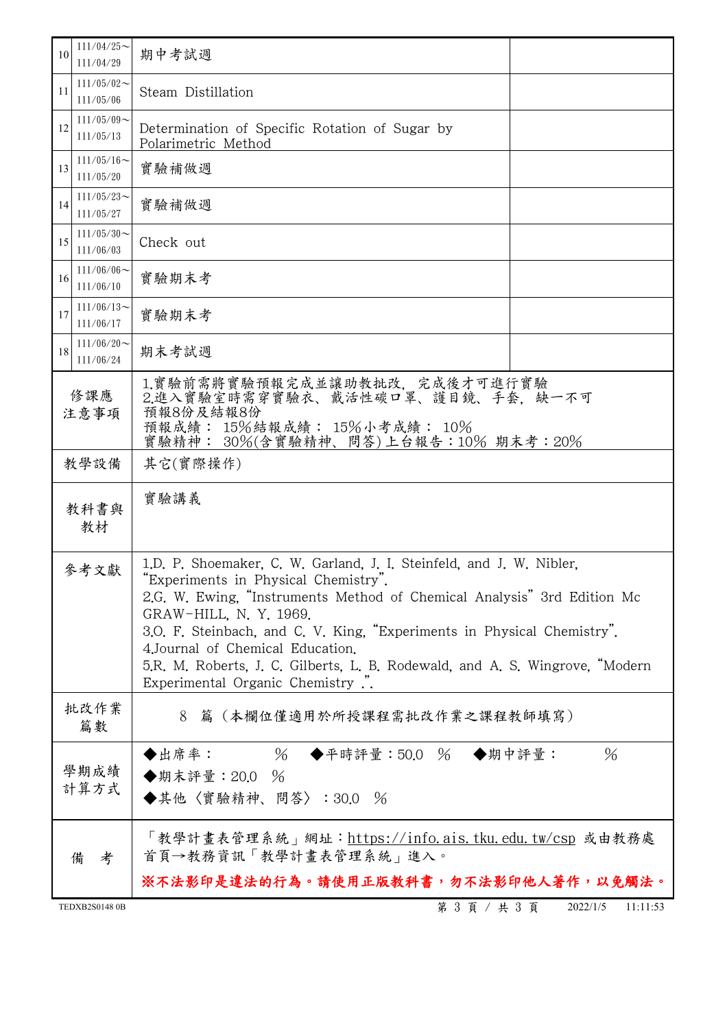| | | | |
|---|---|---|---|
| 10 | 111/04/25～<br>111/04/29 | 期中考試週 | |
| 11 | 111/05/02～<br>111/05/06 | Steam Distillation | |
| 12 | 111/05/09～<br>111/05/13 | Determination of Specific Rotation of Sugar by Polarimetric Method | |
| 13 | 111/05/16～<br>111/05/20 | 實驗補做週 | |
| 14 | 111/05/23～<br>111/05/27 | 實驗補做週 | |
| 15 | 111/05/30～<br>111/06/03 | Check out | |
| 16 | 111/06/06～<br>111/06/10 | 實驗期末考 | |
| 17 | 111/06/13～<br>111/06/17 | 實驗期末考 | |
| 18 | 111/06/20～<br>111/06/24 | 期末考試週 | |

| | |
|---|---|
| 修課應注意事項 | 1.實驗前需將實驗預報完成並讓助教批改，完成後才可進行實驗<br>2.進入實驗室時需穿實驗衣、戴活性碳口罩、護目鏡、手套，缺一不可<br>預報8份及結報8份<br>預報成績： 15%結報成績： 15%小考成績： 10%<br>實驗精神： 30%(含實驗精神、問答)上台報告：10% 期末考：20% |
| 教學設備 | 其它(實際操作) |
| 教科書與教材 | 實驗講義 |
| 參考文獻 | 1.D. P. Shoemaker, C. W. Garland, J. I. Steinfeld, and J. W. Nibler, "Experiments in Physical Chemistry".<br>2.G. W. Ewing, "Instruments Method of Chemical Analysis" 3rd Edition Mc GRAW-HILL, N. Y. 1969.<br>3.O. F. Steinbach, and C. V. King, "Experiments in Physical Chemistry".<br>4.Journal of Chemical Education.<br>5.R. M. Roberts, J. C. Gilberts, L. B. Rodewald, and A. S. Wingrove, "Modern Experimental Organic Chemistry ." |
| 批改作業篇數 | 8 篇（本欄位僅適用於所授課程需批改作業之課程教師填寫） |
| 學期成績計算方式 | ◆出席率：　　% ◆平時評量：50.0 % ◆期中評量：　　%<br>◆期末評量：20.0 %<br>◆其他〈實驗精神、問答〉：30.0 % |
| 備　考 | 「教學計畫表管理系統」網址：https://info.ais.tku.edu.tw/csp 或由教務處首頁→教務資訊「教學計畫表管理系統」進入。<br>**※不法影印是違法的行為。請使用正版教科書，勿不法影印他人著作，以免觸法。** |

TEDXB2S0148 0B　　2022/1/5 11:11:53